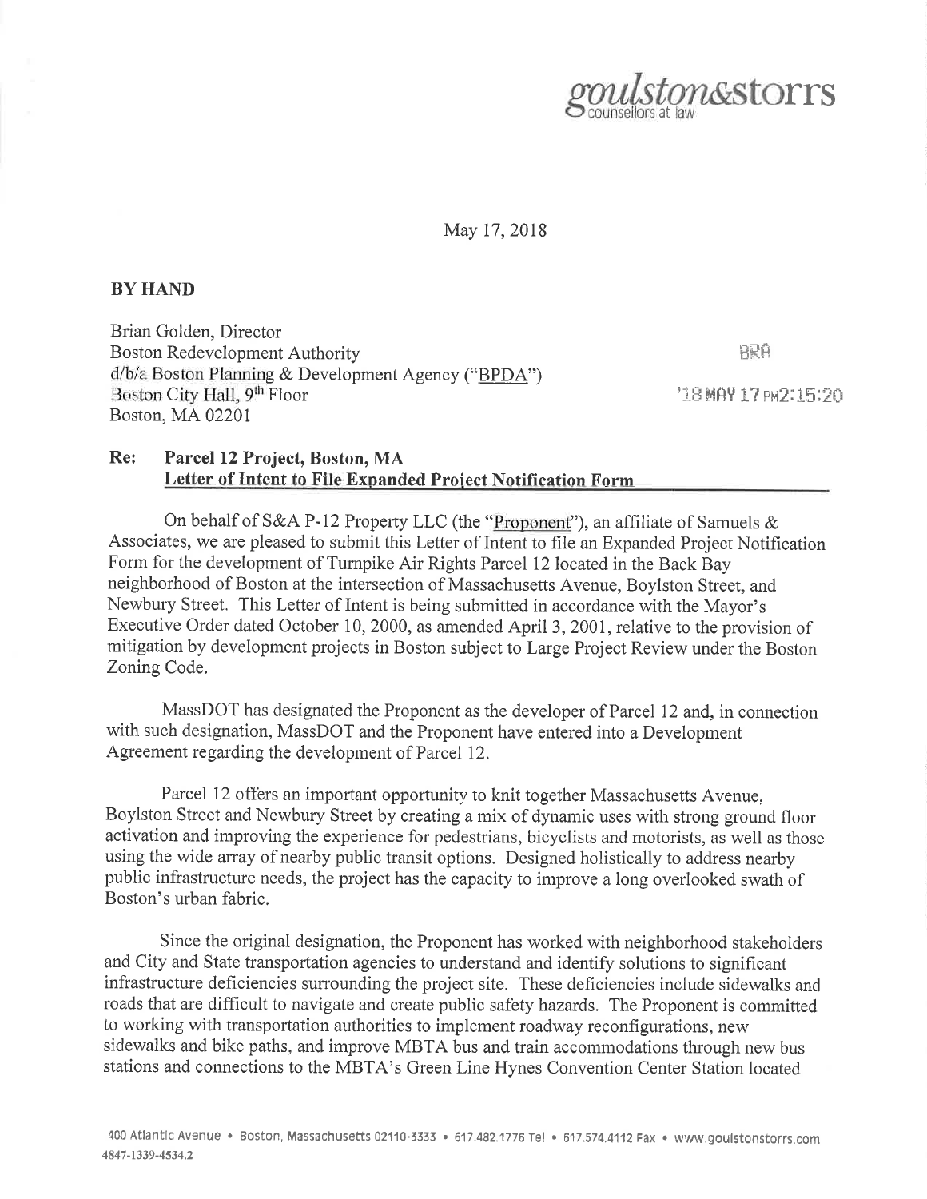goulston&storrs
counsellors at law

May 17, 2018

**BY HAND**

Brian Golden, Director
Boston Redevelopment Authority
d/b/a Boston Planning & Development Agency ("BPDA")
Boston City Hall, 9th Floor
Boston, MA 02201

BRA

'18 MAY 17 PM2:15:20

**Re: Parcel 12 Project, Boston, MA**
**Letter of Intent to File Expanded Project Notification Form**

On behalf of S&A P-12 Property LLC (the "Proponent"), an affiliate of Samuels & Associates, we are pleased to submit this Letter of Intent to file an Expanded Project Notification Form for the development of Turnpike Air Rights Parcel 12 located in the Back Bay neighborhood of Boston at the intersection of Massachusetts Avenue, Boylston Street, and Newbury Street. This Letter of Intent is being submitted in accordance with the Mayor's Executive Order dated October 10, 2000, as amended April 3, 2001, relative to the provision of mitigation by development projects in Boston subject to Large Project Review under the Boston Zoning Code.

MassDOT has designated the Proponent as the developer of Parcel 12 and, in connection with such designation, MassDOT and the Proponent have entered into a Development Agreement regarding the development of Parcel 12.

Parcel 12 offers an important opportunity to knit together Massachusetts Avenue, Boylston Street and Newbury Street by creating a mix of dynamic uses with strong ground floor activation and improving the experience for pedestrians, bicyclists and motorists, as well as those using the wide array of nearby public transit options. Designed holistically to address nearby public infrastructure needs, the project has the capacity to improve a long overlooked swath of Boston's urban fabric.

Since the original designation, the Proponent has worked with neighborhood stakeholders and City and State transportation agencies to understand and identify solutions to significant infrastructure deficiencies surrounding the project site. These deficiencies include sidewalks and roads that are difficult to navigate and create public safety hazards. The Proponent is committed to working with transportation authorities to implement roadway reconfigurations, new sidewalks and bike paths, and improve MBTA bus and train accommodations through new bus stations and connections to the MBTA's Green Line Hynes Convention Center Station located

400 Atlantic Avenue • Boston, Massachusetts 02110-3333 • 617.482.1776 Tel • 617.574.4112 Fax • www.goulstonstorrs.com
4847-1339-4534.2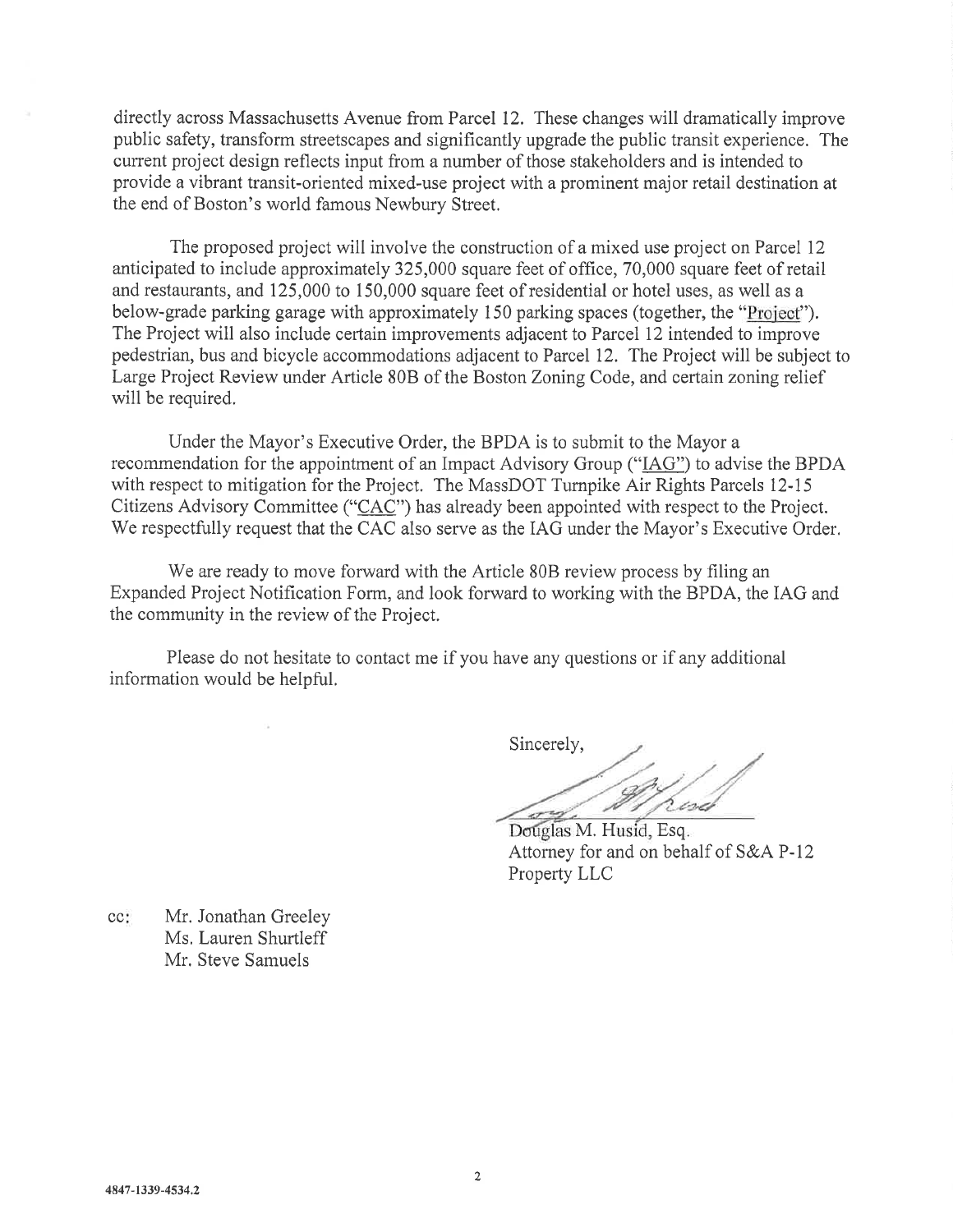directly across Massachusetts Avenue from Parcel 12. These changes will dramatically improve public safety, transform streetscapes and significantly upgrade the public transit experience. The current project design reflects input from a number of those stakeholders and is intended to provide a vibrant transit-oriented mixed-use project with a prominent major retail destination at the end of Boston's world famous Newbury Street.

The proposed project will involve the construction of a mixed use project on Parcel 12 anticipated to include approximately 325,000 square feet of office, 70,000 square feet of retail and restaurants, and 125,000 to 150,000 square feet of residential or hotel uses, as well as a below-grade parking garage with approximately 150 parking spaces (together, the "Project"). The Project will also include certain improvements adjacent to Parcel 12 intended to improve pedestrian, bus and bicycle accommodations adjacent to Parcel 12. The Project will be subject to Large Project Review under Article 80B of the Boston Zoning Code, and certain zoning relief will be required.

Under the Mayor's Executive Order, the BPDA is to submit to the Mayor a recommendation for the appointment of an Impact Advisory Group ("IAG") to advise the BPDA with respect to mitigation for the Project. The MassDOT Turnpike Air Rights Parcels 12-15 Citizens Advisory Committee ("CAC") has already been appointed with respect to the Project. We respectfully request that the CAC also serve as the IAG under the Mayor's Executive Order.

We are ready to move forward with the Article 80B review process by filing an Expanded Project Notification Form, and look forward to working with the BPDA, the IAG and the community in the review of the Project.

Please do not hesitate to contact me if you have any questions or if any additional information would be helpful.

Sincerely,

Douglas M. Husid, Esq.
Attorney for and on behalf of S&A P-12 Property LLC

cc: Mr. Jonathan Greeley
Ms. Lauren Shurtleff
Mr. Steve Samuels

4847-1339-4534.2